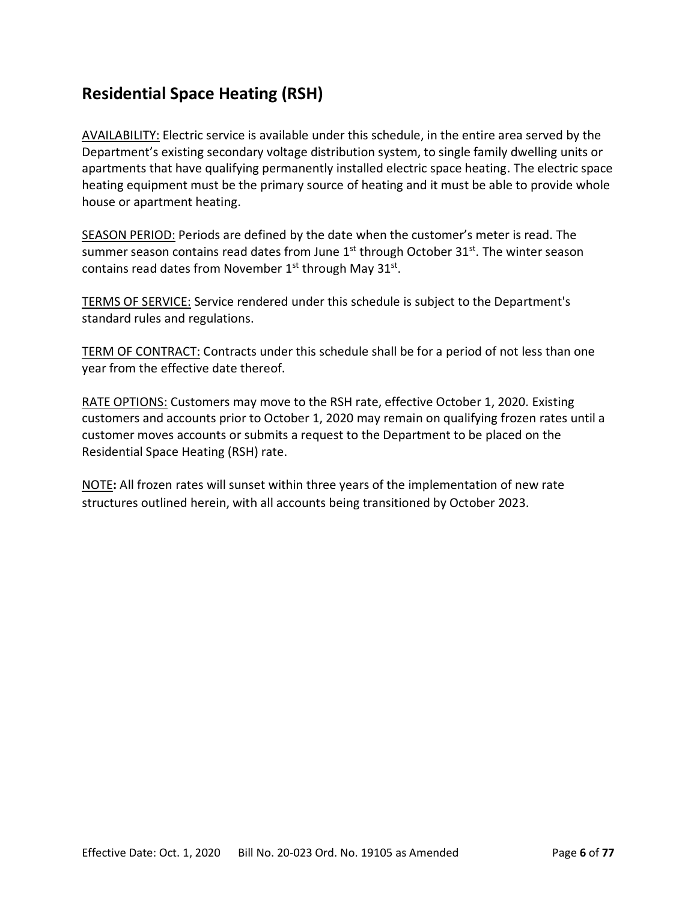## Residential Space Heating (RSH)

AVAILABILITY: Electric service is available under this schedule, in the entire area served by the Department's existing secondary voltage distribution system, to single family dwelling units or apartments that have qualifying permanently installed electric space heating. The electric space heating equipment must be the primary source of heating and it must be able to provide whole house or apartment heating.

SEASON PERIOD: Periods are defined by the date when the customer's meter is read. The summer season contains read dates from June 1st through October 31st. The winter season contains read dates from November 1st through May 31st.

TERMS OF SERVICE: Service rendered under this schedule is subject to the Department's standard rules and regulations.

TERM OF CONTRACT: Contracts under this schedule shall be for a period of not less than one year from the effective date thereof.

RATE OPTIONS: Customers may move to the RSH rate, effective October 1, 2020. Existing customers and accounts prior to October 1, 2020 may remain on qualifying frozen rates until a customer moves accounts or submits a request to the Department to be placed on the Residential Space Heating (RSH) rate.

NOTE**:** All frozen rates will sunset within three years of the implementation of new rate structures outlined herein, with all accounts being transitioned by October 2023.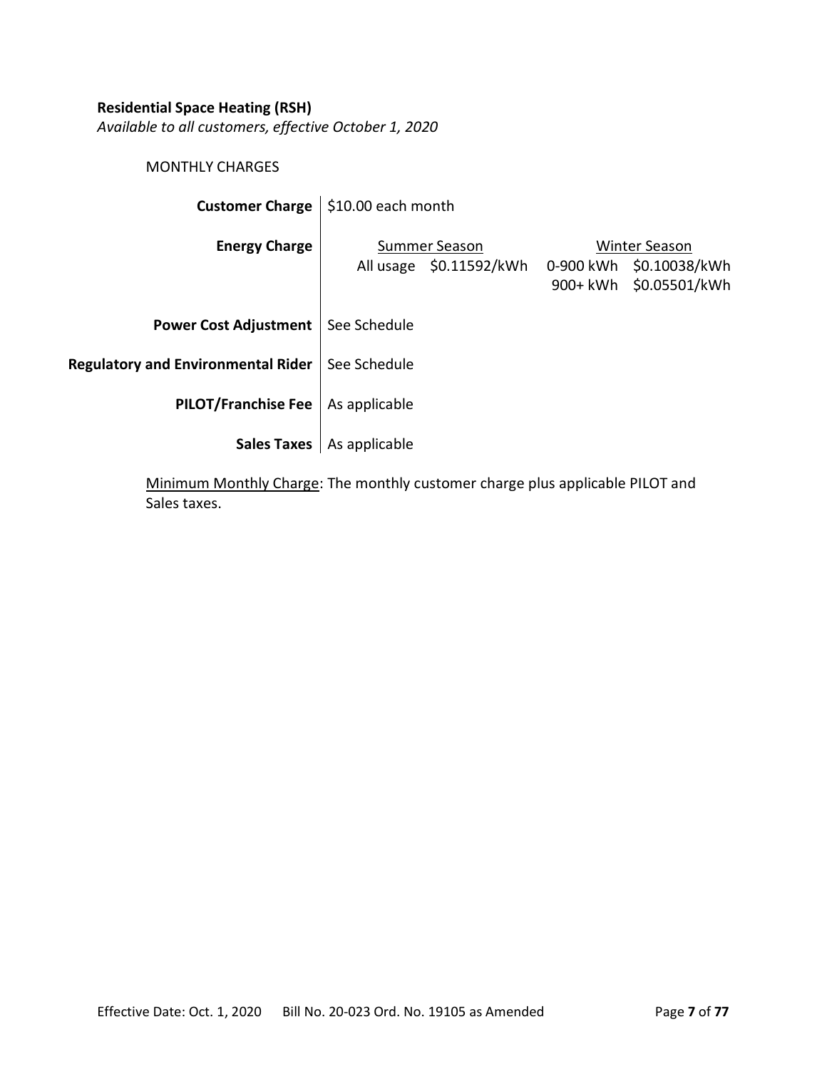**Residential Space Heating (RSH)**
*Available to all customers, effective October 1, 2020*

MONTHLY CHARGES

| | | | | |
|---|---|---|---|---|
| **Customer Charge** | $10.00 each month | | | |
| **Energy Charge** | Summer Season | | Winter Season | |
| | All usage | $0.11592/kWh | 0-900 kWh | $0.10038/kWh |
| | | | 900+ kWh | $0.05501/kWh |
| **Power Cost Adjustment** | See Schedule | | | |
| **Regulatory and Environmental Rider** | See Schedule | | | |
| **PILOT/Franchise Fee** | As applicable | | | |
| **Sales Taxes** | As applicable | | | |

Minimum Monthly Charge: The monthly customer charge plus applicable PILOT and Sales taxes.